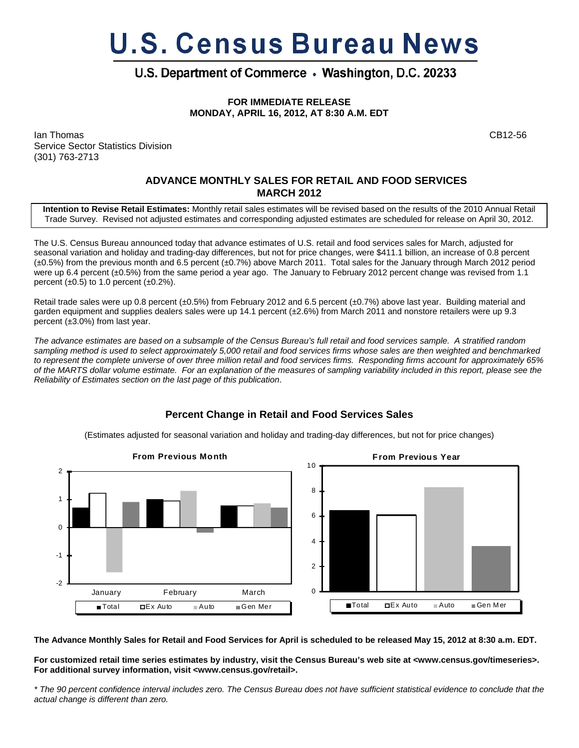# U.S. Census Bureau News

## U.S. Department of Commerce • Washington, D.C. 20233

**FOR IMMEDIATE RELEASE**
**MONDAY, APRIL 16, 2012, AT 8:30 A.M. EDT**

Ian Thomas
Service Sector Statistics Division
(301) 763-2713

CB12-56

### ADVANCE MONTHLY SALES FOR RETAIL AND FOOD SERVICES
### MARCH 2012

**Intention to Revise Retail Estimates:** Monthly retail sales estimates will be revised based on the results of the 2010 Annual Retail Trade Survey. Revised not adjusted estimates and corresponding adjusted estimates are scheduled for release on April 30, 2012.

The U.S. Census Bureau announced today that advance estimates of U.S. retail and food services sales for March, adjusted for seasonal variation and holiday and trading-day differences, but not for price changes, were \$411.1 billion, an increase of 0.8 percent (±0.5%) from the previous month and 6.5 percent (±0.7%) above March 2011. Total sales for the January through March 2012 period were up 6.4 percent (±0.5%) from the same period a year ago. The January to February 2012 percent change was revised from 1.1 percent (±0.5) to 1.0 percent (±0.2%).

Retail trade sales were up 0.8 percent (±0.5%) from February 2012 and 6.5 percent (±0.7%) above last year. Building material and garden equipment and supplies dealers sales were up 14.1 percent (±2.6%) from March 2011 and nonstore retailers were up 9.3 percent (±3.0%) from last year.

*The advance estimates are based on a subsample of the Census Bureau's full retail and food services sample. A stratified random sampling method is used to select approximately 5,000 retail and food services firms whose sales are then weighted and benchmarked to represent the complete universe of over three million retail and food services firms. Responding firms account for approximately 65% of the MARTS dollar volume estimate. For an explanation of the measures of sampling variability included in this report, please see the Reliability of Estimates section on the last page of this publication.*

### Percent Change in Retail and Food Services Sales

(Estimates adjusted for seasonal variation and holiday and trading-day differences, but not for price changes)

**The Advance Monthly Sales for Retail and Food Services for April is scheduled to be released May 15, 2012 at 8:30 a.m. EDT.**

**For customized retail time series estimates by industry, visit the Census Bureau's web site at <www.census.gov/timeseries>. For additional survey information, visit <www.census.gov/retail>.**

*\* The 90 percent confidence interval includes zero. The Census Bureau does not have sufficient statistical evidence to conclude that the actual change is different than zero.*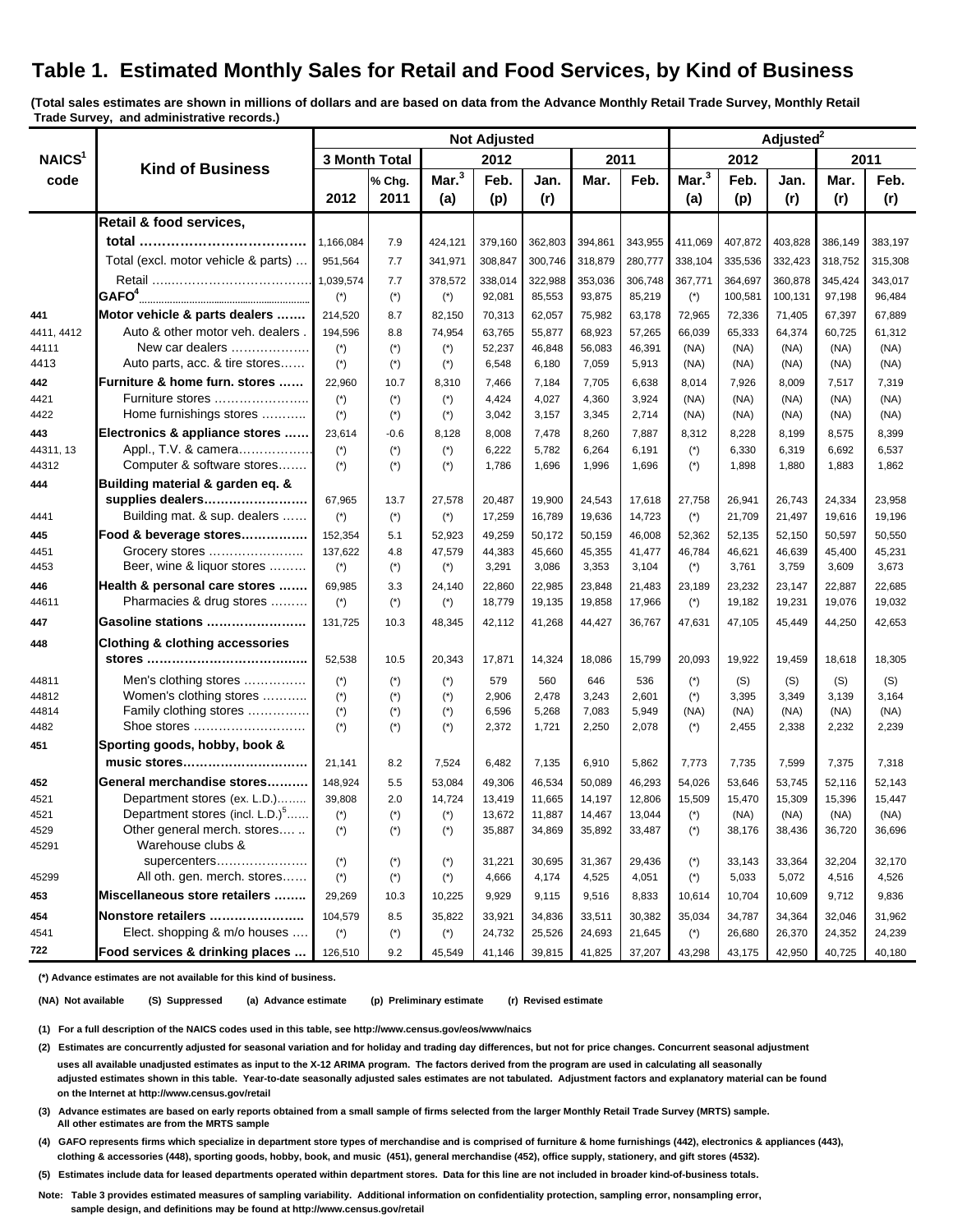# Table 1. Estimated Monthly Sales for Retail and Food Services, by Kind of Business

**(Total sales estimates are shown in millions of dollars and are based on data from the Advance Monthly Retail Trade Survey, Monthly Retail Trade Survey, and administrative records.)**

| NAICS[1] code | Kind of Business | Not Adjusted | | | | | | | Adjusted[2] | | | | |
|---|---|---|---|---|---|---|---|---|---|---|---|---|---|
| | | 3 Month Total | | 2012 | | | 2011 | | 2012 | | | 2011 | |
| | | 2012 | % Chg. 2011 | Mar.[3] (a) | Feb. (p) | Jan. (r) | Mar. | Feb. | Mar.[3] (a) | Feb. (p) | Jan. (r) | Mar. (r) | Feb. (r) |
| | **Retail & food services, total** | 1,166,084 | 7.9 | 424,121 | 379,160 | 362,803 | 394,861 | 343,955 | 411,069 | 407,872 | 403,828 | 386,149 | 383,197 |
| | Total (excl. motor vehicle & parts) | 951,564 | 7.7 | 341,971 | 308,847 | 300,746 | 318,879 | 280,777 | 338,104 | 335,536 | 332,423 | 318,752 | 315,308 |
| | Retail | 1,039,574 | 7.7 | 378,572 | 338,014 | 322,988 | 353,036 | 306,748 | 367,771 | 364,697 | 360,878 | 345,424 | 343,017 |
| | **GAFO[4]** | (*) | (*) | (*) | 92,081 | 85,553 | 93,875 | 85,219 | (*) | 100,581 | 100,131 | 97,198 | 96,484 |
| 441 | **Motor vehicle & parts dealers** | 214,520 | 8.7 | 82,150 | 70,313 | 62,057 | 75,982 | 63,178 | 72,965 | 72,336 | 71,405 | 67,397 | 67,889 |
| 4411, 4412 | Auto & other motor veh. dealers | 194,596 | 8.8 | 74,954 | 63,765 | 55,877 | 68,923 | 57,265 | 66,039 | 65,333 | 64,374 | 60,725 | 61,312 |
| 44111 | New car dealers | (*) | (*) | (*) | 52,237 | 46,848 | 56,083 | 46,391 | (NA) | (NA) | (NA) | (NA) | (NA) |
| 4413 | Auto parts, acc. & tire stores | (*) | (*) | (*) | 6,548 | 6,180 | 7,059 | 5,913 | (NA) | (NA) | (NA) | (NA) | (NA) |
| 442 | **Furniture & home furn. stores** | 22,960 | 10.7 | 8,310 | 7,466 | 7,184 | 7,705 | 6,638 | 8,014 | 7,926 | 8,009 | 7,517 | 7,319 |
| 4421 | Furniture stores | (*) | (*) | (*) | 4,424 | 4,027 | 4,360 | 3,924 | (NA) | (NA) | (NA) | (NA) | (NA) |
| 4422 | Home furnishings stores | (*) | (*) | (*) | 3,042 | 3,157 | 3,345 | 2,714 | (NA) | (NA) | (NA) | (NA) | (NA) |
| 443 | **Electronics & appliance stores** | 23,614 | -0.6 | 8,128 | 8,008 | 7,478 | 8,260 | 7,887 | 8,312 | 8,228 | 8,199 | 8,575 | 8,399 |
| 44311, 13 | Appl., T.V. & camera | (*) | (*) | (*) | 6,222 | 5,782 | 6,264 | 6,191 | (*) | 6,330 | 6,319 | 6,692 | 6,537 |
| 44312 | Computer & software stores | (*) | (*) | (*) | 1,786 | 1,696 | 1,996 | 1,696 | (*) | 1,898 | 1,880 | 1,883 | 1,862 |
| 444 | **Building material & garden eq. & supplies dealers** | 67,965 | 13.7 | 27,578 | 20,487 | 19,900 | 24,543 | 17,618 | 27,758 | 26,941 | 26,743 | 24,334 | 23,958 |
| 4441 | Building mat. & sup. dealers | (*) | (*) | (*) | 17,259 | 16,789 | 19,636 | 14,723 | (*) | 21,709 | 21,497 | 19,616 | 19,196 |
| 445 | **Food & beverage stores** | 152,354 | 5.1 | 52,923 | 49,259 | 50,172 | 50,159 | 46,008 | 52,362 | 52,135 | 52,150 | 50,597 | 50,550 |
| 4451 | Grocery stores | 137,622 | 4.8 | 47,579 | 44,383 | 45,660 | 45,355 | 41,477 | 46,784 | 46,621 | 46,639 | 45,400 | 45,231 |
| 4453 | Beer, wine & liquor stores | (*) | (*) | (*) | 3,291 | 3,086 | 3,353 | 3,104 | (*) | 3,761 | 3,759 | 3,609 | 3,673 |
| 446 | **Health & personal care stores** | 69,985 | 3.3 | 24,140 | 22,860 | 22,985 | 23,848 | 21,483 | 23,189 | 23,232 | 23,147 | 22,887 | 22,685 |
| 44611 | Pharmacies & drug stores | (*) | (*) | (*) | 18,779 | 19,135 | 19,858 | 17,966 | (*) | 19,182 | 19,231 | 19,076 | 19,032 |
| 447 | **Gasoline stations** | 131,725 | 10.3 | 48,345 | 42,112 | 41,268 | 44,427 | 36,767 | 47,631 | 47,105 | 45,449 | 44,250 | 42,653 |
| 448 | **Clothing & clothing accessories stores** | 52,538 | 10.5 | 20,343 | 17,871 | 14,324 | 18,086 | 15,799 | 20,093 | 19,922 | 19,459 | 18,618 | 18,305 |
| 44811 | Men's clothing stores | (*) | (*) | (*) | 579 | 560 | 646 | 536 | (*) | (S) | (S) | (S) | (S) |
| 44812 | Women's clothing stores | (*) | (*) | (*) | 2,906 | 2,478 | 3,243 | 2,601 | (*) | 3,395 | 3,349 | 3,139 | 3,164 |
| 44814 | Family clothing stores | (*) | (*) | (*) | 6,596 | 5,268 | 7,083 | 5,949 | (NA) | (NA) | (NA) | (NA) | (NA) |
| 4482 | Shoe stores | (*) | (*) | (*) | 2,372 | 1,721 | 2,250 | 2,078 | (*) | 2,455 | 2,338 | 2,232 | 2,239 |
| 451 | **Sporting goods, hobby, book & music stores** | 21,141 | 8.2 | 7,524 | 6,482 | 7,135 | 6,910 | 5,862 | 7,773 | 7,735 | 7,599 | 7,375 | 7,318 |
| 452 | **General merchandise stores** | 148,924 | 5.5 | 53,084 | 49,306 | 46,534 | 50,089 | 46,293 | 54,026 | 53,646 | 53,745 | 52,116 | 52,143 |
| 4521 | Department stores (ex. L.D.) | 39,808 | 2.0 | 14,724 | 13,419 | 11,665 | 14,197 | 12,806 | 15,509 | 15,470 | 15,309 | 15,396 | 15,447 |
| 4521 | Department stores (incl. L.D.)[5] | (*) | (*) | (*) | 13,672 | 11,887 | 14,467 | 13,044 | (*) | (NA) | (NA) | (NA) | (NA) |
| 4529 | Other general merch. stores | (*) | (*) | (*) | 35,887 | 34,869 | 35,892 | 33,487 | (*) | 38,176 | 38,436 | 36,720 | 36,696 |
| 45291 | Warehouse clubs & supercenters | (*) | (*) | (*) | 31,221 | 30,695 | 31,367 | 29,436 | (*) | 33,143 | 33,364 | 32,204 | 32,170 |
| 45299 | All oth. gen. merch. stores | (*) | (*) | (*) | 4,666 | 4,174 | 4,525 | 4,051 | (*) | 5,033 | 5,072 | 4,516 | 4,526 |
| 453 | **Miscellaneous store retailers** | 29,269 | 10.3 | 10,225 | 9,929 | 9,115 | 9,516 | 8,833 | 10,614 | 10,704 | 10,609 | 9,712 | 9,836 |
| 454 | **Nonstore retailers** | 104,579 | 8.5 | 35,822 | 33,921 | 34,836 | 33,511 | 30,382 | 35,034 | 34,787 | 34,364 | 32,046 | 31,962 |
| 4541 | Elect. shopping & m/o houses | (*) | (*) | (*) | 24,732 | 25,526 | 24,693 | 21,645 | (*) | 26,680 | 26,370 | 24,352 | 24,239 |
| 722 | **Food services & drinking places** | 126,510 | 9.2 | 45,549 | 41,146 | 39,815 | 41,825 | 37,207 | 43,298 | 43,175 | 42,950 | 40,725 | 40,180 |

**(*) Advance estimates are not available for this kind of business.**

**(NA) Not available (S) Suppressed (a) Advance estimate (p) Preliminary estimate (r) Revised estimate**

**(1) For a full description of the NAICS codes used in this table, see http://www.census.gov/eos/www/naics**

**(2) Estimates are concurrently adjusted for seasonal variation and for holiday and trading day differences, but not for price changes. Concurrent seasonal adjustment uses all available unadjusted estimates as input to the X-12 ARIMA program. The factors derived from the program are used in calculating all seasonally adjusted estimates shown in this table. Year-to-date seasonally adjusted sales estimates are not tabulated. Adjustment factors and explanatory material can be found on the Internet at http://www.census.gov/retail**

**(3) Advance estimates are based on early reports obtained from a small sample of firms selected from the larger Monthly Retail Trade Survey (MRTS) sample. All other estimates are from the MRTS sample**

**(4) GAFO represents firms which specialize in department store types of merchandise and is comprised of furniture & home furnishings (442), electronics & appliances (443), clothing & accessories (448), sporting goods, hobby, book, and music (451), general merchandise (452), office supply, stationery, and gift stores (4532).**

**(5) Estimates include data for leased departments operated within department stores. Data for this line are not included in broader kind-of-business totals.**

**Note: Table 3 provides estimated measures of sampling variability. Additional information on confidentiality protection, sampling error, nonsampling error, sample design, and definitions may be found at http://www.census.gov/retail**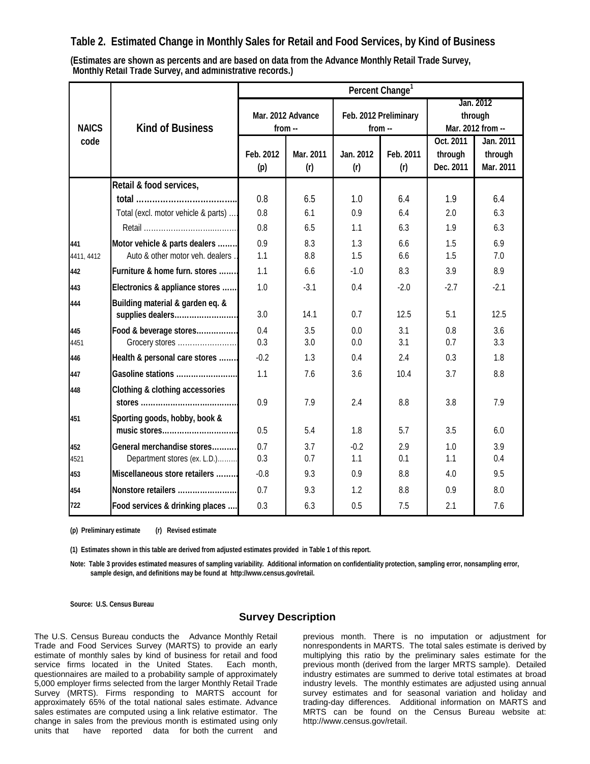## Table 2. Estimated Change in Monthly Sales for Retail and Food Services, by Kind of Business

**(Estimates are shown as percents and are based on data from the Advance Monthly Retail Trade Survey, Monthly Retail Trade Survey, and administrative records.)**

| NAICS code | Kind of Business | Percent Change[1] | | | | | |
|---|---|---|---|---|---|---|---|
| | | Mar. 2012 Advance from -- | | Feb. 2012 Preliminary from -- | | Jan. 2012 through Mar. 2012 from -- | |
| | | Feb. 2012 (p) | Mar. 2011 (r) | Jan. 2012 (r) | Feb. 2011 (r) | Oct. 2011 through Dec. 2011 | Jan. 2011 through Mar. 2011 |
| | **Retail & food services, total** | 0.8 | 6.5 | 1.0 | 6.4 | 1.9 | 6.4 |
| | Total (excl. motor vehicle & parts) | 0.8 | 6.1 | 0.9 | 6.4 | 2.0 | 6.3 |
| | Retail | 0.8 | 6.5 | 1.1 | 6.3 | 1.9 | 6.3 |
| 441 | **Motor vehicle & parts dealers** | 0.9 | 8.3 | 1.3 | 6.6 | 1.5 | 6.9 |
| 4411, 4412 | Auto & other motor veh. dealers | 1.1 | 8.8 | 1.5 | 6.6 | 1.5 | 7.0 |
| 442 | **Furniture & home furn. stores** | 1.1 | 6.6 | -1.0 | 8.3 | 3.9 | 8.9 |
| 443 | **Electronics & appliance stores** | 1.0 | -3.1 | 0.4 | -2.0 | -2.7 | -2.1 |
| 444 | **Building material & garden eq. & supplies dealers** | 3.0 | 14.1 | 0.7 | 12.5 | 5.1 | 12.5 |
| 445 | **Food & beverage stores** | 0.4 | 3.5 | 0.0 | 3.1 | 0.8 | 3.6 |
| 4451 | Grocery stores | 0.3 | 3.0 | 0.0 | 3.1 | 0.7 | 3.3 |
| 446 | **Health & personal care stores** | -0.2 | 1.3 | 0.4 | 2.4 | 0.3 | 1.8 |
| 447 | **Gasoline stations** | 1.1 | 7.6 | 3.6 | 10.4 | 3.7 | 8.8 |
| 448 | **Clothing & clothing accessories stores** | 0.9 | 7.9 | 2.4 | 8.8 | 3.8 | 7.9 |
| 451 | **Sporting goods, hobby, book & music stores** | 0.5 | 5.4 | 1.8 | 5.7 | 3.5 | 6.0 |
| 452 | **General merchandise stores** | 0.7 | 3.7 | -0.2 | 2.9 | 1.0 | 3.9 |
| 4521 | Department stores (ex. L.D.) | 0.3 | 0.7 | 1.1 | 0.1 | 1.1 | 0.4 |
| 453 | **Miscellaneous store retailers** | -0.8 | 9.3 | 0.9 | 8.8 | 4.0 | 9.5 |
| 454 | **Nonstore retailers** | 0.7 | 9.3 | 1.2 | 8.8 | 0.9 | 8.0 |
| 722 | **Food services & drinking places** | 0.3 | 6.3 | 0.5 | 7.5 | 2.1 | 7.6 |

(p) Preliminary estimate (r) Revised estimate

(1) Estimates shown in this table are derived from adjusted estimates provided in Table 1 of this report.

Note: Table 3 provides estimated measures of sampling variability. Additional information on confidentiality protection, sampling error, nonsampling error, sample design, and definitions may be found at http://www.census.gov/retail.

Source: U.S. Census Bureau

## Survey Description

The U.S. Census Bureau conducts the Advance Monthly Retail Trade and Food Services Survey (MARTS) to provide an early estimate of monthly sales by kind of business for retail and food service firms located in the United States. Each month, questionnaires are mailed to a probability sample of approximately 5,000 employer firms selected from the larger Monthly Retail Trade Survey (MRTS). Firms responding to MARTS account for approximately 65% of the total national sales estimate. Advance sales estimates are computed using a link relative estimator. The change in sales from the previous month is estimated using only units that have reported data for both the current and previous month. There is no imputation or adjustment for nonrespondents in MARTS. The total sales estimate is derived by multiplying this ratio by the preliminary sales estimate for the previous month (derived from the larger MRTS sample). Detailed industry estimates are summed to derive total estimates at broad industry levels. The monthly estimates are adjusted using annual survey estimates and for seasonal variation and holiday and trading-day differences. Additional information on MARTS and MRTS can be found on the Census Bureau website at: http://www.census.gov/retail.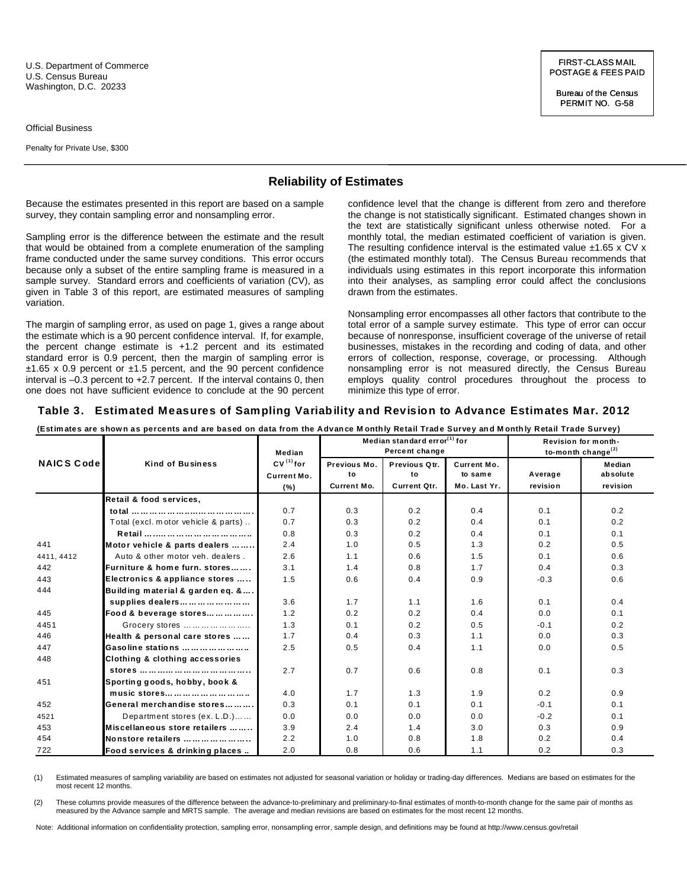U.S. Department of Commerce
U.S. Census Bureau
Washington, D.C. 20233

Official Business

Penalty for Private Use, $300

FIRST-CLASS MAIL
POSTAGE & FEES PAID

Bureau of the Census
PERMIT NO. G-58

## Reliability of Estimates

Because the estimates presented in this report are based on a sample survey, they contain sampling error and nonsampling error.

Sampling error is the difference between the estimate and the result that would be obtained from a complete enumeration of the sampling frame conducted under the same survey conditions. This error occurs because only a subset of the entire sampling frame is measured in a sample survey. Standard errors and coefficients of variation (CV), as given in Table 3 of this report, are estimated measures of sampling variation.

The margin of sampling error, as used on page 1, gives a range about the estimate which is a 90 percent confidence interval. If, for example, the percent change estimate is +1.2 percent and its estimated standard error is 0.9 percent, then the margin of sampling error is ±1.65 x 0.9 percent or ±1.5 percent, and the 90 percent confidence interval is –0.3 percent to +2.7 percent. If the interval contains 0, then one does not have sufficient evidence to conclude at the 90 percent confidence level that the change is different from zero and therefore the change is not statistically significant. Estimated changes shown in the text are statistically significant unless otherwise noted. For a monthly total, the median estimated coefficient of variation is given. The resulting confidence interval is the estimated value ±1.65 x CV x (the estimated monthly total). The Census Bureau recommends that individuals using estimates in this report incorporate this information into their analyses, as sampling error could affect the conclusions drawn from the estimates.

Nonsampling error encompasses all other factors that contribute to the total error of a sample survey estimate. This type of error can occur because of nonresponse, insufficient coverage of the universe of retail businesses, mistakes in the recording and coding of data, and other errors of collection, response, coverage, or processing. Although nonsampling error is not measured directly, the Census Bureau employs quality control procedures throughout the process to minimize this type of error.

### Table 3. Estimated Measures of Sampling Variability and Revision to Advance Estimates Mar. 2012

(Estimates are shown as percents and are based on data from the Advance Monthly Retail Trade Survey and Monthly Retail Trade Survey)

| NAICS Code | Kind of Business | Median CV[1] for Current Mo. (%) | Median standard error[1] for Percent change | | | Revision for month-to-month change[2] | |
|---|---|---|---|---|---|---|---|
| | | | Previous Mo. to Current Mo. | Previous Qtr. to Current Qtr. | Current Mo. to same Mo. Last Yr. | Average revision | Median absolute revision |
| | Retail & food services, total | 0.7 | 0.3 | 0.2 | 0.4 | 0.1 | 0.2 |
| | Total (excl. motor vehicle & parts) | 0.7 | 0.3 | 0.2 | 0.4 | 0.1 | 0.2 |
| | Retail | 0.8 | 0.3 | 0.2 | 0.4 | 0.1 | 0.1 |
| 441 | Motor vehicle & parts dealers | 2.4 | 1.0 | 0.5 | 1.3 | 0.2 | 0.5 |
| 4411, 4412 | Auto & other motor veh. dealers | 2.6 | 1.1 | 0.6 | 1.5 | 0.1 | 0.6 |
| 442 | Furniture & home furn. stores | 3.1 | 1.4 | 0.8 | 1.7 | 0.4 | 0.3 |
| 443 | Electronics & appliance stores | 1.5 | 0.6 | 0.4 | 0.9 | -0.3 | 0.6 |
| 444 | Building material & garden eq. & supplies dealers | 3.6 | 1.7 | 1.1 | 1.6 | 0.1 | 0.4 |
| 445 | Food & beverage stores | 1.2 | 0.2 | 0.2 | 0.4 | 0.0 | 0.1 |
| 4451 | Grocery stores | 1.3 | 0.1 | 0.2 | 0.5 | -0.1 | 0.2 |
| 446 | Health & personal care stores | 1.7 | 0.4 | 0.3 | 1.1 | 0.0 | 0.3 |
| 447 | Gasoline stations | 2.5 | 0.5 | 0.4 | 1.1 | 0.0 | 0.5 |
| 448 | Clothing & clothing accessories stores | 2.7 | 0.7 | 0.6 | 0.8 | 0.1 | 0.3 |
| 451 | Sporting goods, hobby, book & music stores | 4.0 | 1.7 | 1.3 | 1.9 | 0.2 | 0.9 |
| 452 | General merchandise stores | 0.3 | 0.1 | 0.1 | 0.1 | -0.1 | 0.1 |
| 4521 | Department stores (ex. L.D.) | 0.0 | 0.0 | 0.0 | 0.0 | -0.2 | 0.1 |
| 453 | Miscellaneous store retailers | 3.9 | 2.4 | 1.4 | 3.0 | 0.3 | 0.9 |
| 454 | Nonstore retailers | 2.2 | 1.0 | 0.8 | 1.8 | 0.2 | 0.4 |
| 722 | Food services & drinking places | 2.0 | 0.8 | 0.6 | 1.1 | 0.2 | 0.3 |

(1) Estimated measures of sampling variability are based on estimates not adjusted for seasonal variation or holiday or trading-day differences. Medians are based on estimates for the most recent 12 months.

(2) These columns provide measures of the difference between the advance-to-preliminary and preliminary-to-final estimates of month-to-month change for the same pair of months as measured by the Advance sample and MRTS sample. The average and median revisions are based on estimates for the most recent 12 months.

Note: Additional information on confidentiality protection, sampling error, nonsampling error, sample design, and definitions may be found at http://www.census.gov/retail